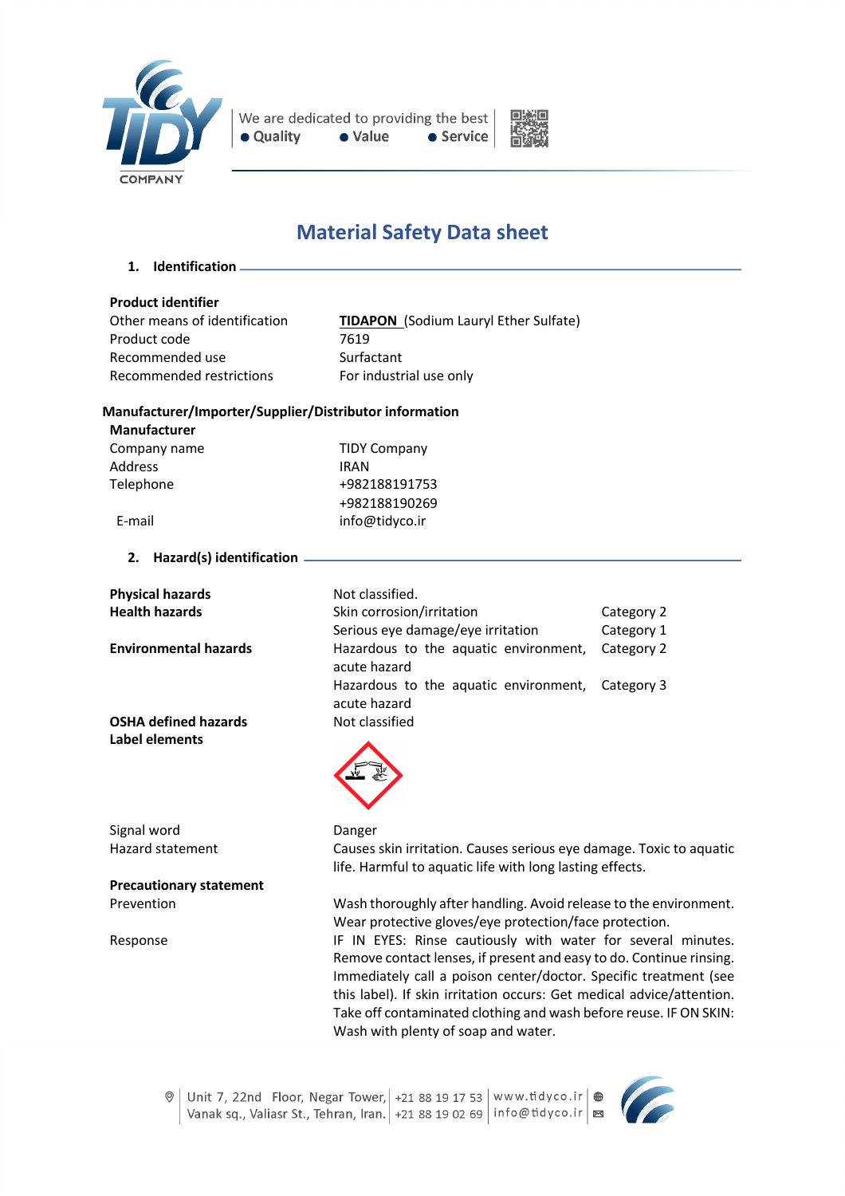# Material Safety Data sheet

## 1. Identification

**Product identifier**

| | |
|---|---|
| Other means of identification | **TIDAPON** (Sodium Lauryl Ether Sulfate) |
| Product code | 7619 |
| Recommended use | Surfactant |
| Recommended restrictions | For industrial use only |

**Manufacturer/Importer/Supplier/Distributor information**

**Manufacturer**

| | |
|---|---|
| Company name | TIDY Company |
| Address | IRAN |
| Telephone | +982188191753<br>+982188190269 |
| E-mail | info@tidyco.ir |

## 2. Hazard(s) identification

| | | |
|---|---|---|
| **Physical hazards** | Not classified. | |
| **Health hazards** | Skin corrosion/irritation | Category 2 |
| | Serious eye damage/eye irritation | Category 1 |
| **Environmental hazards** | Hazardous to the aquatic environment, acute hazard | Category 2 |
| | Hazardous to the aquatic environment, acute hazard | Category 3 |
| **OSHA defined hazards** | Not classified | |
| **Label elements** | | |

| | |
|---|---|
| Signal word | Danger |
| Hazard statement | Causes skin irritation. Causes serious eye damage. Toxic to aquatic life. Harmful to aquatic life with long lasting effects. |

**Precautionary statement**

| | |
|---|---|
| Prevention | Wash thoroughly after handling. Avoid release to the environment. Wear protective gloves/eye protection/face protection. |
| Response | IF IN EYES: Rinse cautiously with water for several minutes. Remove contact lenses, if present and easy to do. Continue rinsing. Immediately call a poison center/doctor. Specific treatment (see this label). If skin irritation occurs: Get medical advice/attention. Take off contaminated clothing and wash before reuse. IF ON SKIN: Wash with plenty of soap and water. |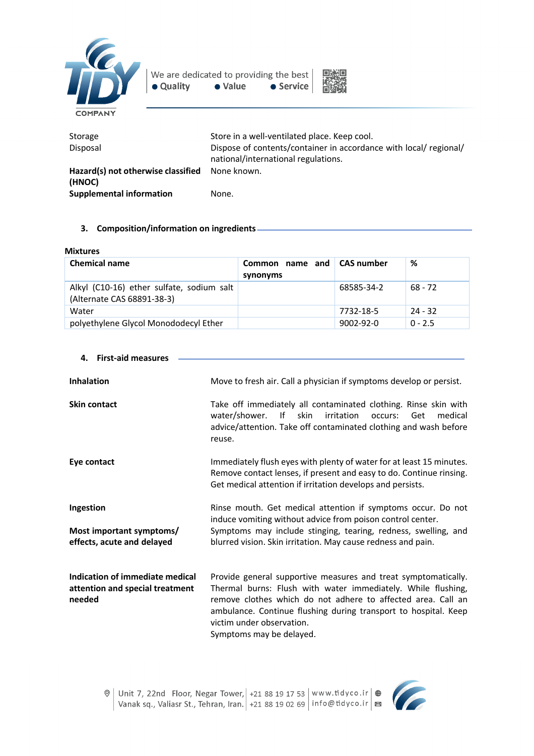| | |
|---|---|
| Storage | Store in a well-ventilated place. Keep cool. |
| Disposal | Dispose of contents/container in accordance with local/ regional/ national/international regulations. |
| **Hazard(s) not otherwise classified (HNOC)** | None known. |
| **Supplemental information** | None. |

## 3. Composition/information on ingredients

**Mixtures**

| Chemical name | Common name and synonyms | CAS number | % |
|---|---|---|---|
| Alkyl (C10-16) ether sulfate, sodium salt (Alternate CAS 68891-38-3) | | 68585-34-2 | 68 - 72 |
| Water | | 7732-18-5 | 24 - 32 |
| polyethylene Glycol Monododecyl Ether | | 9002-92-0 | 0 - 2.5 |

## 4. First-aid measures

**Inhalation**
Move to fresh air. Call a physician if symptoms develop or persist.

**Skin contact**
Take off immediately all contaminated clothing. Rinse skin with water/shower. If skin irritation occurs: Get medical advice/attention. Take off contaminated clothing and wash before reuse.

**Eye contact**
Immediately flush eyes with plenty of water for at least 15 minutes. Remove contact lenses, if present and easy to do. Continue rinsing. Get medical attention if irritation develops and persists.

**Ingestion**
Rinse mouth. Get medical attention if symptoms occur. Do not induce vomiting without advice from poison control center.

**Most important symptoms/ effects, acute and delayed**
Symptoms may include stinging, tearing, redness, swelling, and blurred vision. Skin irritation. May cause redness and pain.

**Indication of immediate medical attention and special treatment needed**
Provide general supportive measures and treat symptomatically. Thermal burns: Flush with water immediately. While flushing, remove clothes which do not adhere to affected area. Call an ambulance. Continue flushing during transport to hospital. Keep victim under observation.
Symptoms may be delayed.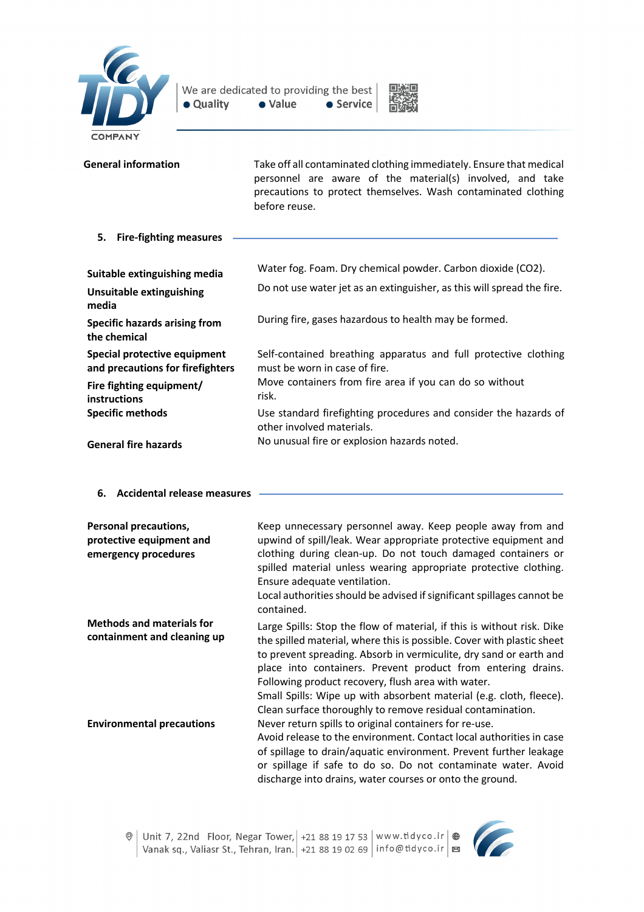| | |
|---|---|
| **General information** | Take off all contaminated clothing immediately. Ensure that medical personnel are aware of the material(s) involved, and take precautions to protect themselves. Wash contaminated clothing before reuse. |

## 5. Fire-fighting measures

| | |
|---|---|
| **Suitable extinguishing media** | Water fog. Foam. Dry chemical powder. Carbon dioxide ($CO_2$). |
| **Unsuitable extinguishing media** | Do not use water jet as an extinguisher, as this will spread the fire. |
| **Specific hazards arising from the chemical** | During fire, gases hazardous to health may be formed. |
| **Special protective equipment and precautions for firefighters** | Self-contained breathing apparatus and full protective clothing must be worn in case of fire. |
| **Fire fighting equipment/ instructions** | Move containers from fire area if you can do so without risk. |
| **Specific methods** | Use standard firefighting procedures and consider the hazards of other involved materials. |
| **General fire hazards** | No unusual fire or explosion hazards noted. |

## 6. Accidental release measures

| | |
|---|---|
| **Personal precautions, protective equipment and emergency procedures** | Keep unnecessary personnel away. Keep people away from and upwind of spill/leak. Wear appropriate protective equipment and clothing during clean-up. Do not touch damaged containers or spilled material unless wearing appropriate protective clothing. Ensure adequate ventilation.<br>Local authorities should be advised if significant spillages cannot be contained. |
| **Methods and materials for containment and cleaning up** | Large Spills: Stop the flow of material, if this is without risk. Dike the spilled material, where this is possible. Cover with plastic sheet to prevent spreading. Absorb in vermiculite, dry sand or earth and place into containers. Prevent product from entering drains. Following product recovery, flush area with water.<br>Small Spills: Wipe up with absorbent material (e.g. cloth, fleece). Clean surface thoroughly to remove residual contamination.<br>Never return spills to original containers for re-use. |
| **Environmental precautions** | Avoid release to the environment. Contact local authorities in case of spillage to drain/aquatic environment. Prevent further leakage or spillage if safe to do so. Do not contaminate water. Avoid discharge into drains, water courses or onto the ground. |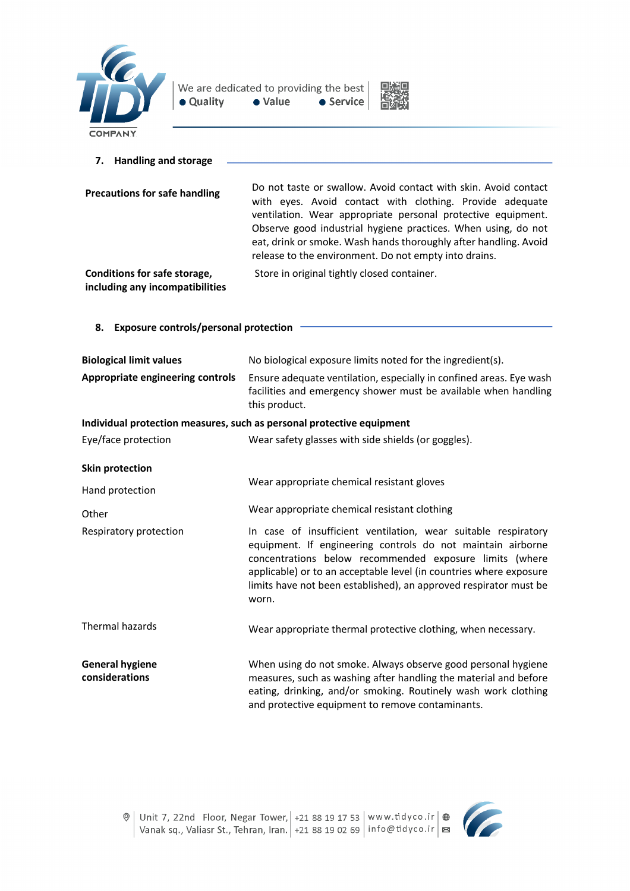## 7. Handling and storage

**Precautions for safe handling**

Do not taste or swallow. Avoid contact with skin. Avoid contact with eyes. Avoid contact with clothing. Provide adequate ventilation. Wear appropriate personal protective equipment. Observe good industrial hygiene practices. When using, do not eat, drink or smoke. Wash hands thoroughly after handling. Avoid release to the environment. Do not empty into drains.

**Conditions for safe storage, including any incompatibilities**

Store in original tightly closed container.

## 8. Exposure controls/personal protection

**Biological limit values**

No biological exposure limits noted for the ingredient(s).

**Appropriate engineering controls**

Ensure adequate ventilation, especially in confined areas. Eye wash facilities and emergency shower must be available when handling this product.

**Individual protection measures, such as personal protective equipment**

Eye/face protection

Wear safety glasses with side shields (or goggles).

**Skin protection**

Hand protection

Wear appropriate chemical resistant gloves

Other

Wear appropriate chemical resistant clothing

Respiratory protection

In case of insufficient ventilation, wear suitable respiratory equipment. If engineering controls do not maintain airborne concentrations below recommended exposure limits (where applicable) or to an acceptable level (in countries where exposure limits have not been established), an approved respirator must be worn.

Thermal hazards

Wear appropriate thermal protective clothing, when necessary.

**General hygiene considerations**

When using do not smoke. Always observe good personal hygiene measures, such as washing after handling the material and before eating, drinking, and/or smoking. Routinely wash work clothing and protective equipment to remove contaminants.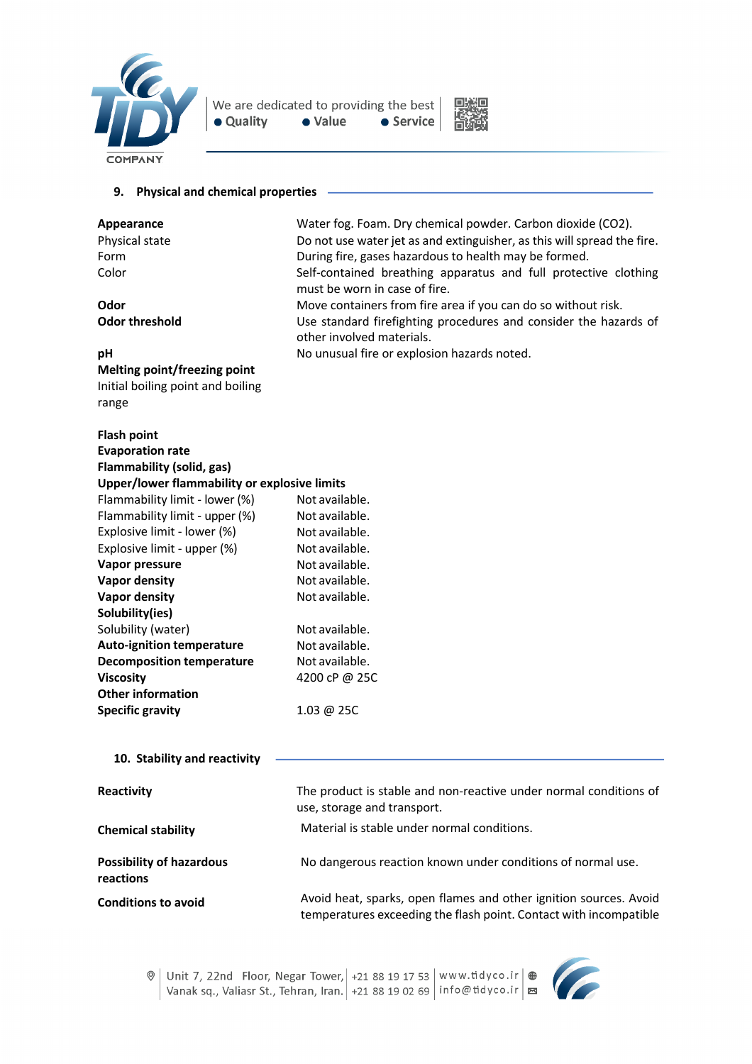## 9. Physical and chemical properties

| | |
|---|---|
| **Appearance** | Water fog. Foam. Dry chemical powder. Carbon dioxide ($CO_2$). |
| Physical state | Do not use water jet as and extinguisher, as this will spread the fire. |
| Form | During fire, gases hazardous to health may be formed. |
| Color | Self-contained breathing apparatus and full protective clothing must be worn in case of fire. |
| **Odor** | Move containers from fire area if you can do so without risk. |
| **Odor threshold** | Use standard firefighting procedures and consider the hazards of other involved materials. |
| **pH** | No unusual fire or explosion hazards noted. |
| **Melting point/freezing point** | |
| Initial boiling point and boiling range | |
| **Flash point** | |
| **Evaporation rate** | |
| **Flammability (solid, gas)** | |
| **Upper/lower flammability or explosive limits** | |
| Flammability limit - lower (%) | Not available. |
| Flammability limit - upper (%) | Not available. |
| Explosive limit - lower (%) | Not available. |
| Explosive limit - upper (%) | Not available. |
| **Vapor pressure** | Not available. |
| **Vapor density** | Not available. |
| **Vapor density** | Not available. |
| **Solubility(ies)** | |
| Solubility (water) | Not available. |
| **Auto-ignition temperature** | Not available. |
| **Decomposition temperature** | Not available. |
| **Viscosity** | 4200 cP @ 25C |
| **Other information** | |
| **Specific gravity** | 1.03 @ 25C |

## 10. Stability and reactivity

| | |
|---|---|
| **Reactivity** | The product is stable and non-reactive under normal conditions of use, storage and transport. |
| **Chemical stability** | Material is stable under normal conditions. |
| **Possibility of hazardous reactions** | No dangerous reaction known under conditions of normal use. |
| **Conditions to avoid** | Avoid heat, sparks, open flames and other ignition sources. Avoid temperatures exceeding the flash point. Contact with incompatible |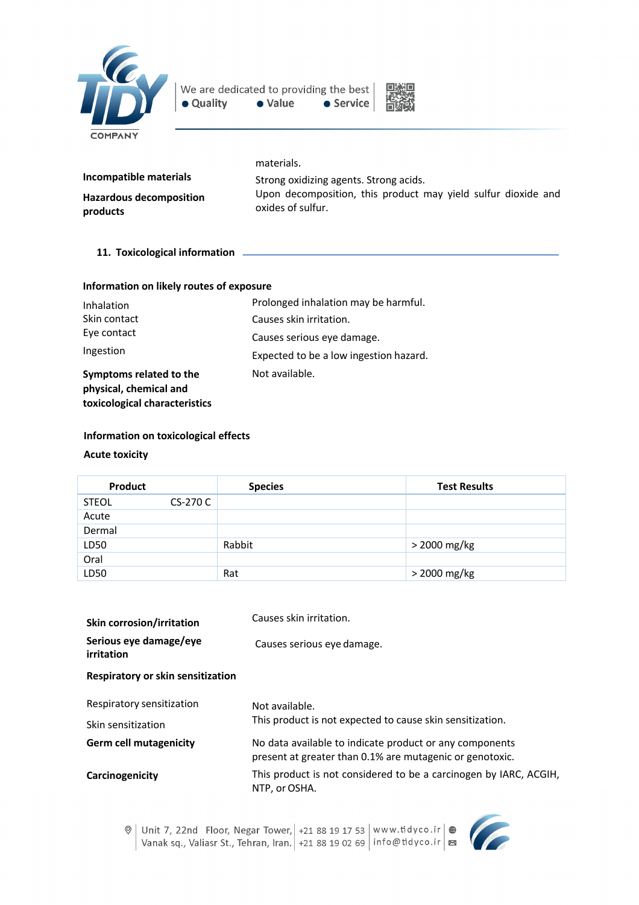materials.

**Incompatible materials** Strong oxidizing agents. Strong acids.

**Hazardous decomposition products** Upon decomposition, this product may yield sulfur dioxide and oxides of sulfur.

## 11. Toxicological information

**Information on likely routes of exposure**

Inhalation Prolonged inhalation may be harmful.

Skin contact Causes skin irritation.

Eye contact Causes serious eye damage.

Ingestion Expected to be a low ingestion hazard.

**Symptoms related to the physical, chemical and toxicological characteristics** Not available.

**Information on toxicological effects**

**Acute toxicity**

| Product | Species | Test Results |
|---|---|---|
| STEOL CS-270 C | | |
| Acute | | |
| Dermal | | |
| LD50 | Rabbit | > 2000 mg/kg |
| Oral | | |
| LD50 | Rat | > 2000 mg/kg |

**Skin corrosion/irritation** Causes skin irritation.

**Serious eye damage/eye irritation** Causes serious eye damage.

**Respiratory or skin sensitization**

Respiratory sensitization Not available.

Skin sensitization This product is not expected to cause skin sensitization.

**Germ cell mutagenicity** No data available to indicate product or any components present at greater than 0.1% are mutagenic or genotoxic.

**Carcinogenicity** This product is not considered to be a carcinogen by IARC, ACGIH, NTP, or OSHA.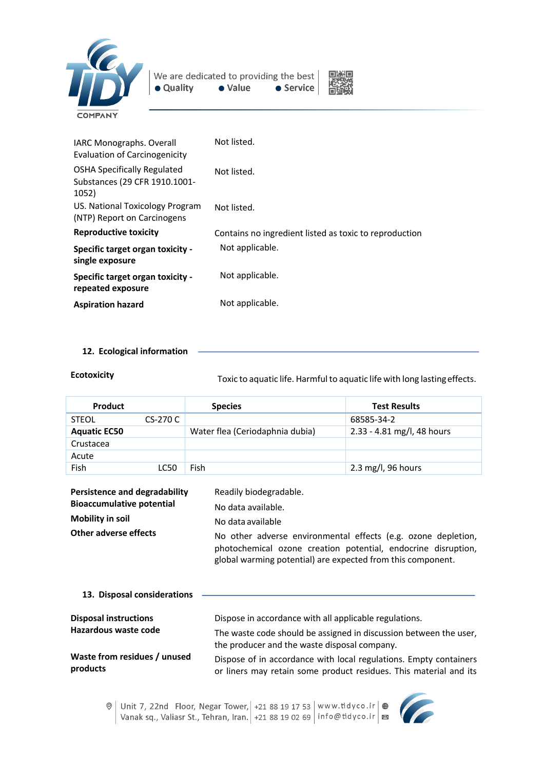| | |
|---|---|
| IARC Monographs. Overall Evaluation of Carcinogenicity | Not listed. |
| OSHA Specifically Regulated Substances (29 CFR 1910.1001-1052) | Not listed. |
| US. National Toxicology Program (NTP) Report on Carcinogens | Not listed. |
| **Reproductive toxicity** | Contains no ingredient listed as toxic to reproduction |
| **Specific target organ toxicity - single exposure** | Not applicable. |
| **Specific target organ toxicity - repeated exposure** | Not applicable. |
| **Aspiration hazard** | Not applicable. |

## 12. Ecological information

**Ecotoxicity** Toxic to aquatic life. Harmful to aquatic life with long lasting effects.

| Product | Species | Test Results |
|---|---|---|
| STEOL CS-270 C | | 68585-34-2 |
| **Aquatic EC50** | Water flea (Ceriodaphnia dubia) | 2.33 - 4.81 mg/l, 48 hours |
| Crustacea | | |
| Acute | | |
| Fish LC50 | Fish | 2.3 mg/l, 96 hours |

| | |
|---|---|
| **Persistence and degradability** | Readily biodegradable. |
| **Bioaccumulative potential** | No data available. |
| **Mobility in soil** | No data available |
| **Other adverse effects** | No other adverse environmental effects (e.g. ozone depletion, photochemical ozone creation potential, endocrine disruption, global warming potential) are expected from this component. |

## 13. Disposal considerations

| | |
|---|---|
| **Disposal instructions** | Dispose in accordance with all applicable regulations. |
| **Hazardous waste code** | The waste code should be assigned in discussion between the user, the producer and the waste disposal company. |
| **Waste from residues / unused products** | Dispose of in accordance with local regulations. Empty containers or liners may retain some product residues. This material and its |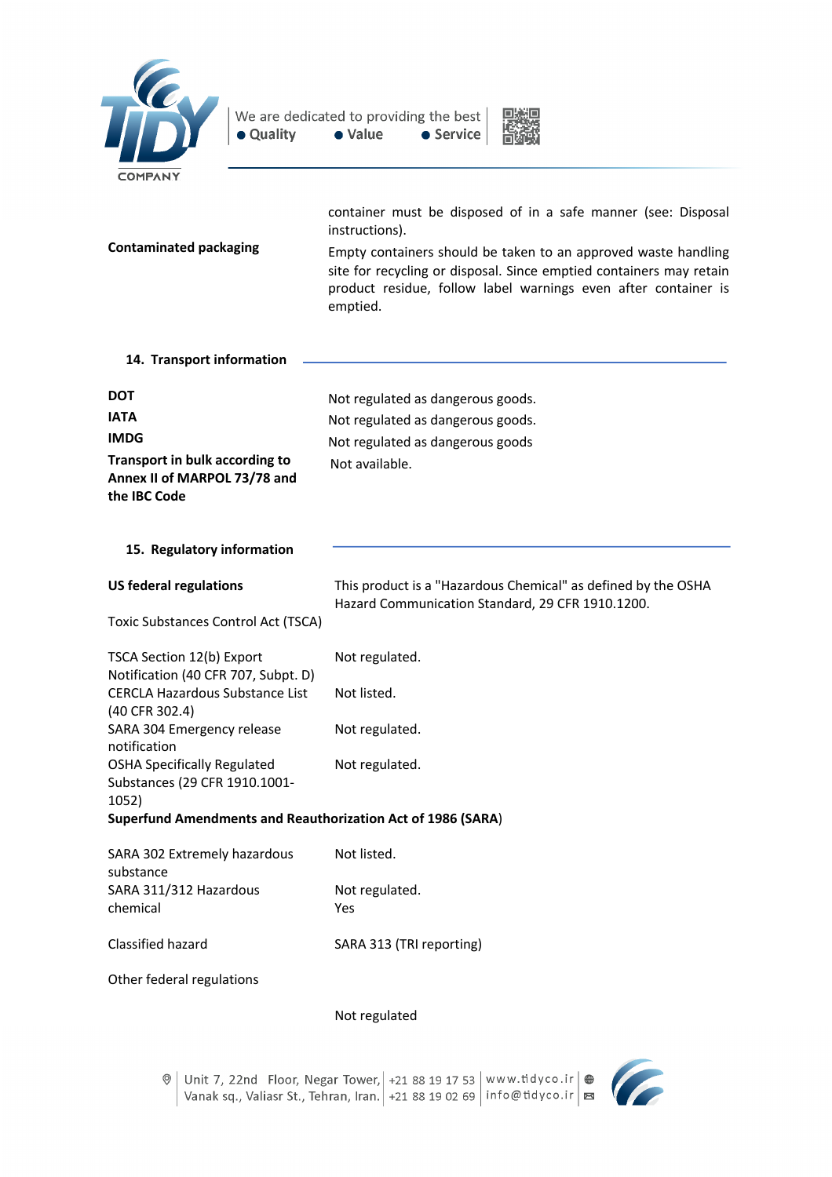| | |
|---|---|
| | container must be disposed of in a safe manner (see: Disposal instructions). |
| **Contaminated packaging** | Empty containers should be taken to an approved waste handling site for recycling or disposal. Since emptied containers may retain product residue, follow label warnings even after container is emptied. |

## 14. Transport information

| | |
|---|---|
| **DOT** | Not regulated as dangerous goods. |
| **IATA** | Not regulated as dangerous goods. |
| **IMDG** | Not regulated as dangerous goods |
| **Transport in bulk according to Annex II of MARPOL 73/78 and the IBC Code** | Not available. |

## 15. Regulatory information

| | |
|---|---|
| **US federal regulations** | This product is a "Hazardous Chemical" as defined by the OSHA Hazard Communication Standard, 29 CFR 1910.1200. |
| Toxic Substances Control Act (TSCA) | |
| TSCA Section 12(b) Export Notification (40 CFR 707, Subpt. D) | Not regulated. |
| CERCLA Hazardous Substance List (40 CFR 302.4) | Not listed. |
| SARA 304 Emergency release notification | Not regulated. |
| OSHA Specifically Regulated Substances (29 CFR 1910.1001-1052) | Not regulated. |

**Superfund Amendments and Reauthorization Act of 1986 (SARA)**

| | |
|---|---|
| SARA 302 Extremely hazardous substance | Not listed. |
| SARA 311/312 Hazardous chemical | Not regulated.<br>Yes |
| Classified hazard | SARA 313 (TRI reporting) |
| Other federal regulations | |
| | Not regulated |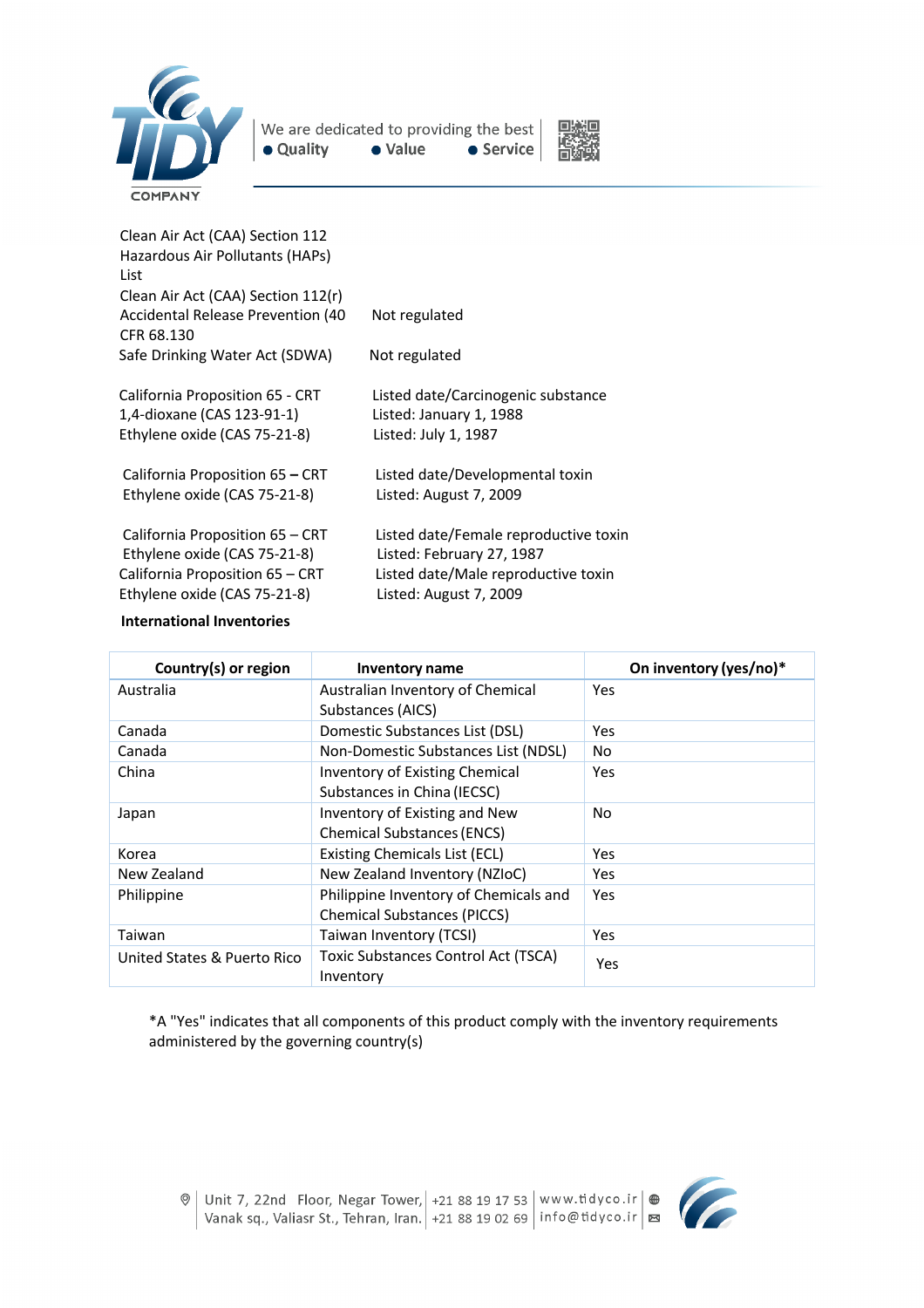Clean Air Act (CAA) Section 112 Hazardous Air Pollutants (HAPs) List

Clean Air Act (CAA) Section 112(r) Accidental Release Prevention (40 CFR 68.130 — Not regulated

Safe Drinking Water Act (SDWA) — Not regulated

California Proposition 65 - CRT — Listed date/Carcinogenic substance
1,4-dioxane (CAS 123-91-1) — Listed: January 1, 1988
Ethylene oxide (CAS 75-21-8) — Listed: July 1, 1987

California Proposition 65 – CRT — Listed date/Developmental toxin
Ethylene oxide (CAS 75-21-8) — Listed: August 7, 2009

California Proposition 65 – CRT — Listed date/Female reproductive toxin
Ethylene oxide (CAS 75-21-8) — Listed: February 27, 1987
California Proposition 65 – CRT — Listed date/Male reproductive toxin
Ethylene oxide (CAS 75-21-8) — Listed: August 7, 2009

**International Inventories**

| Country(s) or region | Inventory name | On inventory (yes/no)* |
|---|---|---|
| Australia | Australian Inventory of Chemical Substances (AICS) | Yes |
| Canada | Domestic Substances List (DSL) | Yes |
| Canada | Non-Domestic Substances List (NDSL) | No |
| China | Inventory of Existing Chemical Substances in China (IECSC) | Yes |
| Japan | Inventory of Existing and New Chemical Substances (ENCS) | No |
| Korea | Existing Chemicals List (ECL) | Yes |
| New Zealand | New Zealand Inventory (NZIoC) | Yes |
| Philippine | Philippine Inventory of Chemicals and Chemical Substances (PICCS) | Yes |
| Taiwan | Taiwan Inventory (TCSI) | Yes |
| United States & Puerto Rico | Toxic Substances Control Act (TSCA) Inventory | Yes |

*A "Yes" indicates that all components of this product comply with the inventory requirements administered by the governing country(s)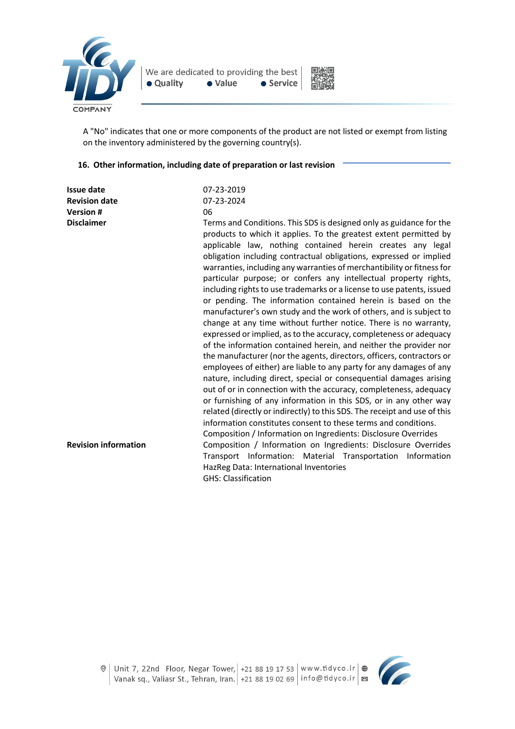A "No" indicates that one or more components of the product are not listed or exempt from listing on the inventory administered by the governing country(s).

## 16. Other information, including date of preparation or last revision

| | |
|---|---|
| **Issue date** | 07-23-2019 |
| **Revision date** | 07-23-2024 |
| **Version #** | 06 |
| **Disclaimer** | Terms and Conditions. This SDS is designed only as guidance for the products to which it applies. To the greatest extent permitted by applicable law, nothing contained herein creates any legal obligation including contractual obligations, expressed or implied warranties, including any warranties of merchantability or fitness for particular purpose; or confers any intellectual property rights, including rights to use trademarks or a license to use patents, issued or pending. The information contained herein is based on the manufacturer's own study and the work of others, and is subject to change at any time without further notice. There is no warranty, expressed or implied, as to the accuracy, completeness or adequacy of the information contained herein, and neither the provider nor the manufacturer (nor the agents, directors, officers, contractors or employees of either) are liable to any party for any damages of any nature, including direct, special or consequential damages arising out of or in connection with the accuracy, completeness, adequacy or furnishing of any information in this SDS, or in any other way related (directly or indirectly) to this SDS. The receipt and use of this information constitutes consent to these terms and conditions.<br>Composition / Information on Ingredients: Disclosure Overrides |
| **Revision information** | Composition / Information on Ingredients: Disclosure Overrides<br>Transport Information: Material Transportation Information<br>HazReg Data: International Inventories<br>GHS: Classification |